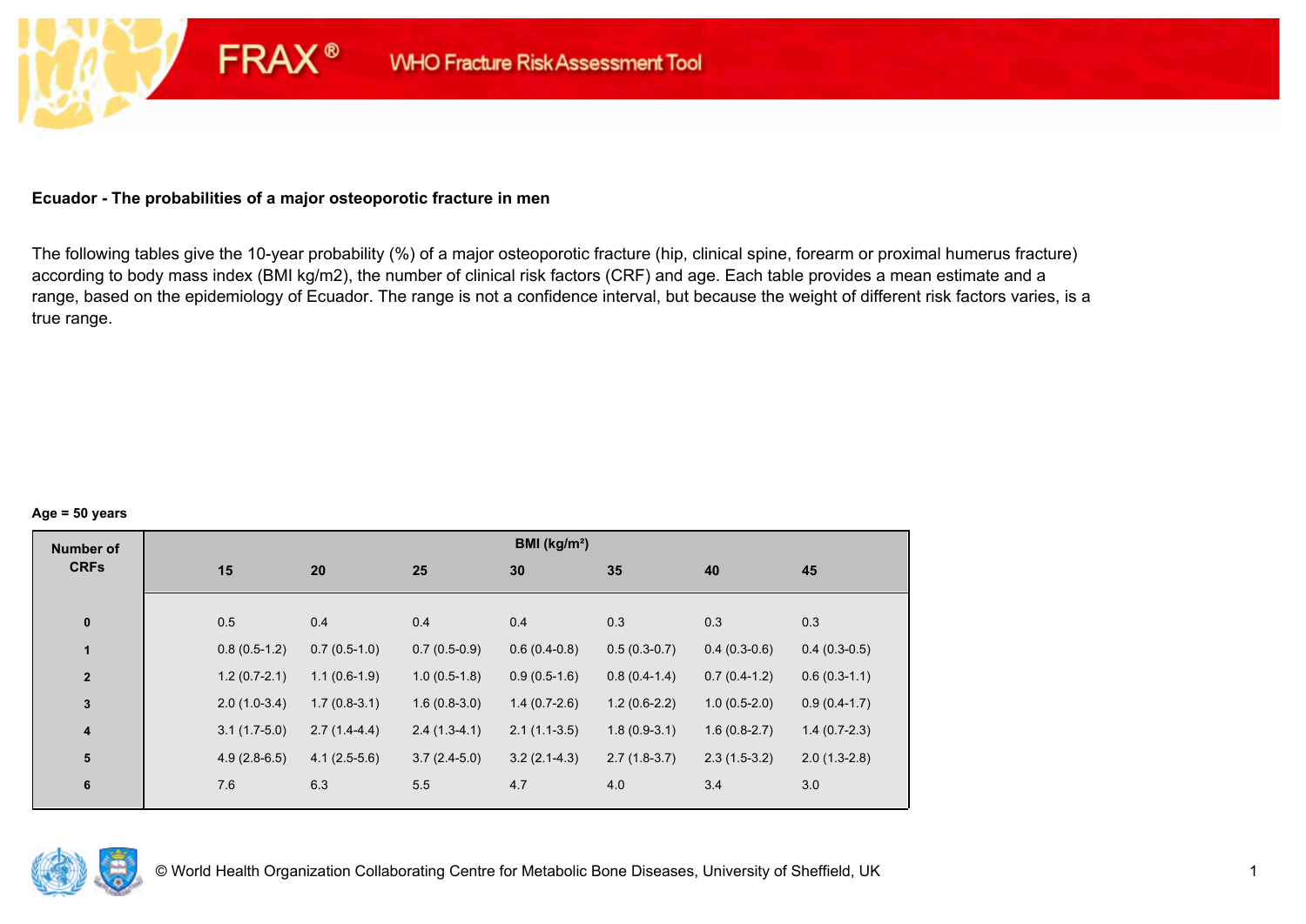FRAX® WHO Fracture Risk Assessment Tool

**Ecuador - The probabilities of a major osteoporotic fracture in men**

The following tables give the 10-year probability (%) of a major osteoporotic fracture (hip, clinical spine, forearm or proximal humerus fracture) according to body mass index (BMI kg/m2), the number of clinical risk factors (CRF) and age. Each table provides a mean estimate and a range, based on the epidemiology of Ecuador. The range is not a confidence interval, but because the weight of different risk factors varies, is a true range.

**Age = 50 years**

| Number of CRFs | BMI (kg/m²) | | | | | | |
|---|---|---|---|---|---|---|---|
| | 15 | 20 | 25 | 30 | 35 | 40 | 45 |
| 0 | 0.5 | 0.4 | 0.4 | 0.4 | 0.3 | 0.3 | 0.3 |
| 1 | 0.8 (0.5-1.2) | 0.7 (0.5-1.0) | 0.7 (0.5-0.9) | 0.6 (0.4-0.8) | 0.5 (0.3-0.7) | 0.4 (0.3-0.6) | 0.4 (0.3-0.5) |
| 2 | 1.2 (0.7-2.1) | 1.1 (0.6-1.9) | 1.0 (0.5-1.8) | 0.9 (0.5-1.6) | 0.8 (0.4-1.4) | 0.7 (0.4-1.2) | 0.6 (0.3-1.1) |
| 3 | 2.0 (1.0-3.4) | 1.7 (0.8-3.1) | 1.6 (0.8-3.0) | 1.4 (0.7-2.6) | 1.2 (0.6-2.2) | 1.0 (0.5-2.0) | 0.9 (0.4-1.7) |
| 4 | 3.1 (1.7-5.0) | 2.7 (1.4-4.4) | 2.4 (1.3-4.1) | 2.1 (1.1-3.5) | 1.8 (0.9-3.1) | 1.6 (0.8-2.7) | 1.4 (0.7-2.3) |
| 5 | 4.9 (2.8-6.5) | 4.1 (2.5-5.6) | 3.7 (2.4-5.0) | 3.2 (2.1-4.3) | 2.7 (1.8-3.7) | 2.3 (1.5-3.2) | 2.0 (1.3-2.8) |
| 6 | 7.6 | 6.3 | 5.5 | 4.7 | 4.0 | 3.4 | 3.0 |

© World Health Organization Collaborating Centre for Metabolic Bone Diseases, University of Sheffield, UK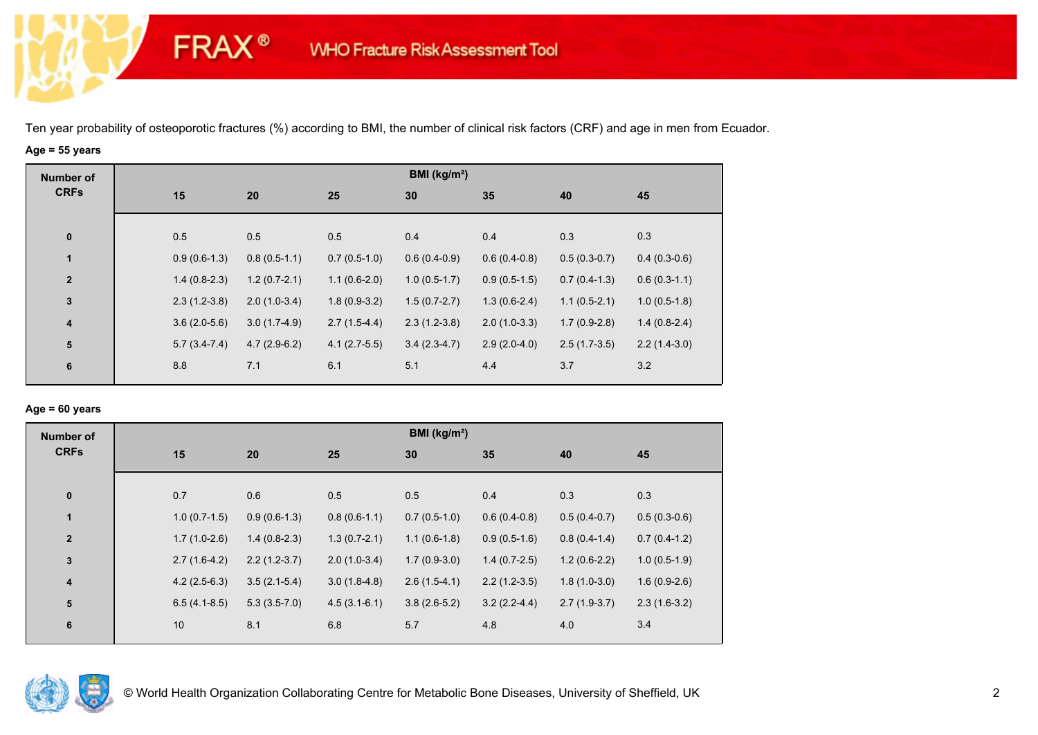Ten year probability of osteoporotic fractures (%) according to BMI, the number of clinical risk factors (CRF) and age in men from Ecuador.

**Age = 55 years**

| Number of CRFs | BMI (kg/m²) | | | | | | |
|---|---|---|---|---|---|---|---|
| | **15** | **20** | **25** | **30** | **35** | **40** | **45** |
| **0** | 0.5 | 0.5 | 0.5 | 0.4 | 0.4 | 0.3 | 0.3 |
| **1** | 0.9 (0.6-1.3) | 0.8 (0.5-1.1) | 0.7 (0.5-1.0) | 0.6 (0.4-0.9) | 0.6 (0.4-0.8) | 0.5 (0.3-0.7) | 0.4 (0.3-0.6) |
| **2** | 1.4 (0.8-2.3) | 1.2 (0.7-2.1) | 1.1 (0.6-2.0) | 1.0 (0.5-1.7) | 0.9 (0.5-1.5) | 0.7 (0.4-1.3) | 0.6 (0.3-1.1) |
| **3** | 2.3 (1.2-3.8) | 2.0 (1.0-3.4) | 1.8 (0.9-3.2) | 1.5 (0.7-2.7) | 1.3 (0.6-2.4) | 1.1 (0.5-2.1) | 1.0 (0.5-1.8) |
| **4** | 3.6 (2.0-5.6) | 3.0 (1.7-4.9) | 2.7 (1.5-4.4) | 2.3 (1.2-3.8) | 2.0 (1.0-3.3) | 1.7 (0.9-2.8) | 1.4 (0.8-2.4) |
| **5** | 5.7 (3.4-7.4) | 4.7 (2.9-6.2) | 4.1 (2.7-5.5) | 3.4 (2.3-4.7) | 2.9 (2.0-4.0) | 2.5 (1.7-3.5) | 2.2 (1.4-3.0) |
| **6** | 8.8 | 7.1 | 6.1 | 5.1 | 4.4 | 3.7 | 3.2 |

**Age = 60 years**

| Number of CRFs | BMI (kg/m²) | | | | | | |
|---|---|---|---|---|---|---|---|
| | **15** | **20** | **25** | **30** | **35** | **40** | **45** |
| **0** | 0.7 | 0.6 | 0.5 | 0.5 | 0.4 | 0.3 | 0.3 |
| **1** | 1.0 (0.7-1.5) | 0.9 (0.6-1.3) | 0.8 (0.6-1.1) | 0.7 (0.5-1.0) | 0.6 (0.4-0.8) | 0.5 (0.4-0.7) | 0.5 (0.3-0.6) |
| **2** | 1.7 (1.0-2.6) | 1.4 (0.8-2.3) | 1.3 (0.7-2.1) | 1.1 (0.6-1.8) | 0.9 (0.5-1.6) | 0.8 (0.4-1.4) | 0.7 (0.4-1.2) |
| **3** | 2.7 (1.6-4.2) | 2.2 (1.2-3.7) | 2.0 (1.0-3.4) | 1.7 (0.9-3.0) | 1.4 (0.7-2.5) | 1.2 (0.6-2.2) | 1.0 (0.5-1.9) |
| **4** | 4.2 (2.5-6.3) | 3.5 (2.1-5.4) | 3.0 (1.8-4.8) | 2.6 (1.5-4.1) | 2.2 (1.2-3.5) | 1.8 (1.0-3.0) | 1.6 (0.9-2.6) |
| **5** | 6.5 (4.1-8.5) | 5.3 (3.5-7.0) | 4.5 (3.1-6.1) | 3.8 (2.6-5.2) | 3.2 (2.2-4.4) | 2.7 (1.9-3.7) | 2.3 (1.6-3.2) |
| **6** | 10 | 8.1 | 6.8 | 5.7 | 4.8 | 4.0 | 3.4 |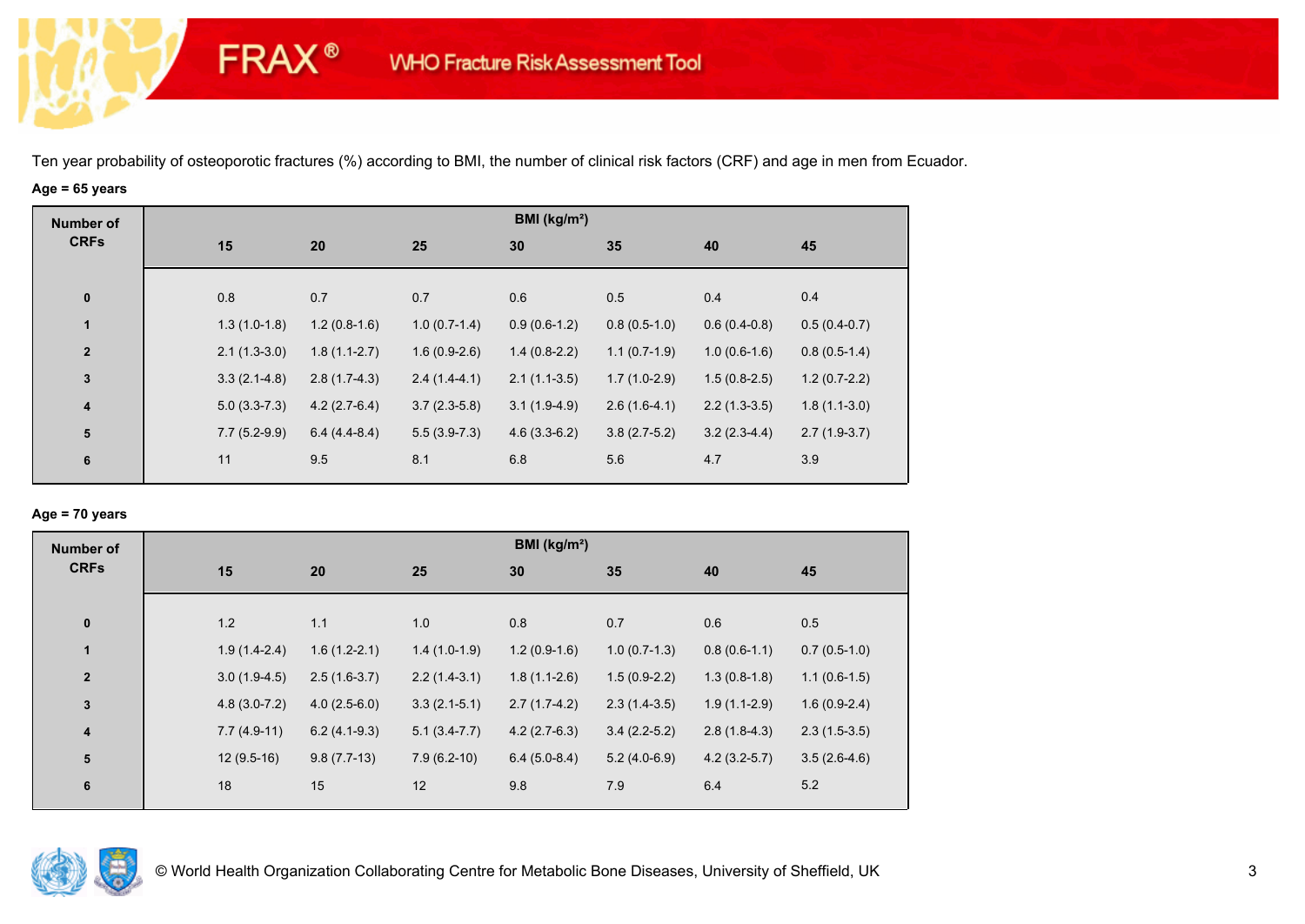FRAX® WHO Fracture Risk Assessment Tool

Ten year probability of osteoporotic fractures (%) according to BMI, the number of clinical risk factors (CRF) and age in men from Ecuador.

**Age = 65 years**

| Number of CRFs | BMI (kg/m²) | | | | | | |
|---|---|---|---|---|---|---|---|
| | 15 | 20 | 25 | 30 | 35 | 40 | 45 |
| 0 | 0.8 | 0.7 | 0.7 | 0.6 | 0.5 | 0.4 | 0.4 |
| 1 | 1.3 (1.0-1.8) | 1.2 (0.8-1.6) | 1.0 (0.7-1.4) | 0.9 (0.6-1.2) | 0.8 (0.5-1.0) | 0.6 (0.4-0.8) | 0.5 (0.4-0.7) |
| 2 | 2.1 (1.3-3.0) | 1.8 (1.1-2.7) | 1.6 (0.9-2.6) | 1.4 (0.8-2.2) | 1.1 (0.7-1.9) | 1.0 (0.6-1.6) | 0.8 (0.5-1.4) |
| 3 | 3.3 (2.1-4.8) | 2.8 (1.7-4.3) | 2.4 (1.4-4.1) | 2.1 (1.1-3.5) | 1.7 (1.0-2.9) | 1.5 (0.8-2.5) | 1.2 (0.7-2.2) |
| 4 | 5.0 (3.3-7.3) | 4.2 (2.7-6.4) | 3.7 (2.3-5.8) | 3.1 (1.9-4.9) | 2.6 (1.6-4.1) | 2.2 (1.3-3.5) | 1.8 (1.1-3.0) |
| 5 | 7.7 (5.2-9.9) | 6.4 (4.4-8.4) | 5.5 (3.9-7.3) | 4.6 (3.3-6.2) | 3.8 (2.7-5.2) | 3.2 (2.3-4.4) | 2.7 (1.9-3.7) |
| 6 | 11 | 9.5 | 8.1 | 6.8 | 5.6 | 4.7 | 3.9 |

**Age = 70 years**

| Number of CRFs | BMI (kg/m²) | | | | | | |
|---|---|---|---|---|---|---|---|
| | 15 | 20 | 25 | 30 | 35 | 40 | 45 |
| 0 | 1.2 | 1.1 | 1.0 | 0.8 | 0.7 | 0.6 | 0.5 |
| 1 | 1.9 (1.4-2.4) | 1.6 (1.2-2.1) | 1.4 (1.0-1.9) | 1.2 (0.9-1.6) | 1.0 (0.7-1.3) | 0.8 (0.6-1.1) | 0.7 (0.5-1.0) |
| 2 | 3.0 (1.9-4.5) | 2.5 (1.6-3.7) | 2.2 (1.4-3.1) | 1.8 (1.1-2.6) | 1.5 (0.9-2.2) | 1.3 (0.8-1.8) | 1.1 (0.6-1.5) |
| 3 | 4.8 (3.0-7.2) | 4.0 (2.5-6.0) | 3.3 (2.1-5.1) | 2.7 (1.7-4.2) | 2.3 (1.4-3.5) | 1.9 (1.1-2.9) | 1.6 (0.9-2.4) |
| 4 | 7.7 (4.9-11) | 6.2 (4.1-9.3) | 5.1 (3.4-7.7) | 4.2 (2.7-6.3) | 3.4 (2.2-5.2) | 2.8 (1.8-4.3) | 2.3 (1.5-3.5) |
| 5 | 12 (9.5-16) | 9.8 (7.7-13) | 7.9 (6.2-10) | 6.4 (5.0-8.4) | 5.2 (4.0-6.9) | 4.2 (3.2-5.7) | 3.5 (2.6-4.6) |
| 6 | 18 | 15 | 12 | 9.8 | 7.9 | 6.4 | 5.2 |

© World Health Organization Collaborating Centre for Metabolic Bone Diseases, University of Sheffield, UK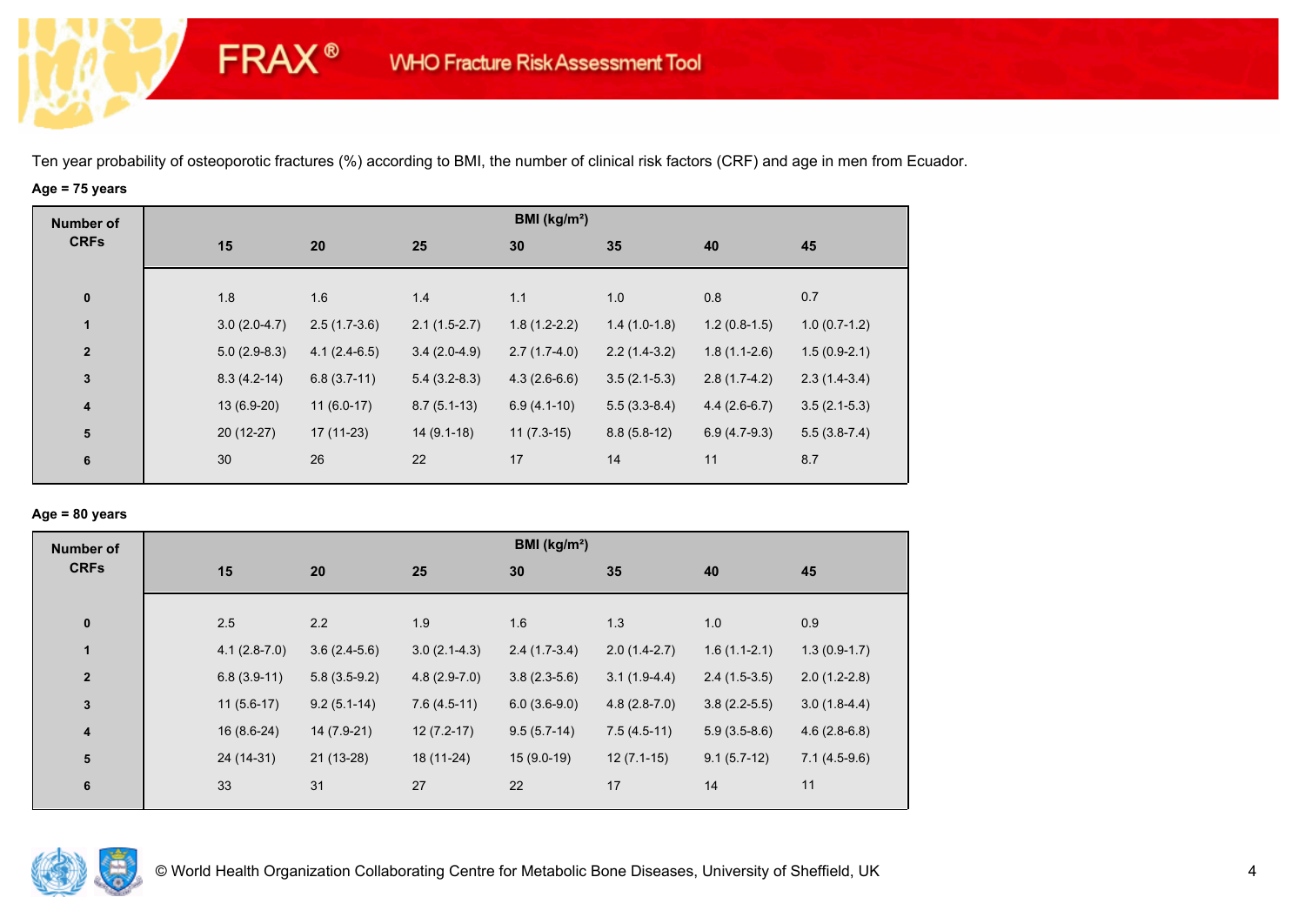FRAX® WHO Fracture Risk Assessment Tool

Ten year probability of osteoporotic fractures (%) according to BMI, the number of clinical risk factors (CRF) and age in men from Ecuador.

**Age = 75 years**

| Number of CRFs | BMI (kg/m²) | | | | | | |
|---|---|---|---|---|---|---|---|
| | 15 | 20 | 25 | 30 | 35 | 40 | 45 |
| 0 | 1.8 | 1.6 | 1.4 | 1.1 | 1.0 | 0.8 | 0.7 |
| 1 | 3.0 (2.0-4.7) | 2.5 (1.7-3.6) | 2.1 (1.5-2.7) | 1.8 (1.2-2.2) | 1.4 (1.0-1.8) | 1.2 (0.8-1.5) | 1.0 (0.7-1.2) |
| 2 | 5.0 (2.9-8.3) | 4.1 (2.4-6.5) | 3.4 (2.0-4.9) | 2.7 (1.7-4.0) | 2.2 (1.4-3.2) | 1.8 (1.1-2.6) | 1.5 (0.9-2.1) |
| 3 | 8.3 (4.2-14) | 6.8 (3.7-11) | 5.4 (3.2-8.3) | 4.3 (2.6-6.6) | 3.5 (2.1-5.3) | 2.8 (1.7-4.2) | 2.3 (1.4-3.4) |
| 4 | 13 (6.9-20) | 11 (6.0-17) | 8.7 (5.1-13) | 6.9 (4.1-10) | 5.5 (3.3-8.4) | 4.4 (2.6-6.7) | 3.5 (2.1-5.3) |
| 5 | 20 (12-27) | 17 (11-23) | 14 (9.1-18) | 11 (7.3-15) | 8.8 (5.8-12) | 6.9 (4.7-9.3) | 5.5 (3.8-7.4) |
| 6 | 30 | 26 | 22 | 17 | 14 | 11 | 8.7 |

**Age = 80 years**

| Number of CRFs | BMI (kg/m²) | | | | | | |
|---|---|---|---|---|---|---|---|
| | 15 | 20 | 25 | 30 | 35 | 40 | 45 |
| 0 | 2.5 | 2.2 | 1.9 | 1.6 | 1.3 | 1.0 | 0.9 |
| 1 | 4.1 (2.8-7.0) | 3.6 (2.4-5.6) | 3.0 (2.1-4.3) | 2.4 (1.7-3.4) | 2.0 (1.4-2.7) | 1.6 (1.1-2.1) | 1.3 (0.9-1.7) |
| 2 | 6.8 (3.9-11) | 5.8 (3.5-9.2) | 4.8 (2.9-7.0) | 3.8 (2.3-5.6) | 3.1 (1.9-4.4) | 2.4 (1.5-3.5) | 2.0 (1.2-2.8) |
| 3 | 11 (5.6-17) | 9.2 (5.1-14) | 7.6 (4.5-11) | 6.0 (3.6-9.0) | 4.8 (2.8-7.0) | 3.8 (2.2-5.5) | 3.0 (1.8-4.4) |
| 4 | 16 (8.6-24) | 14 (7.9-21) | 12 (7.2-17) | 9.5 (5.7-14) | 7.5 (4.5-11) | 5.9 (3.5-8.6) | 4.6 (2.8-6.8) |
| 5 | 24 (14-31) | 21 (13-28) | 18 (11-24) | 15 (9.0-19) | 12 (7.1-15) | 9.1 (5.7-12) | 7.1 (4.5-9.6) |
| 6 | 33 | 31 | 27 | 22 | 17 | 14 | 11 |

© World Health Organization Collaborating Centre for Metabolic Bone Diseases, University of Sheffield, UK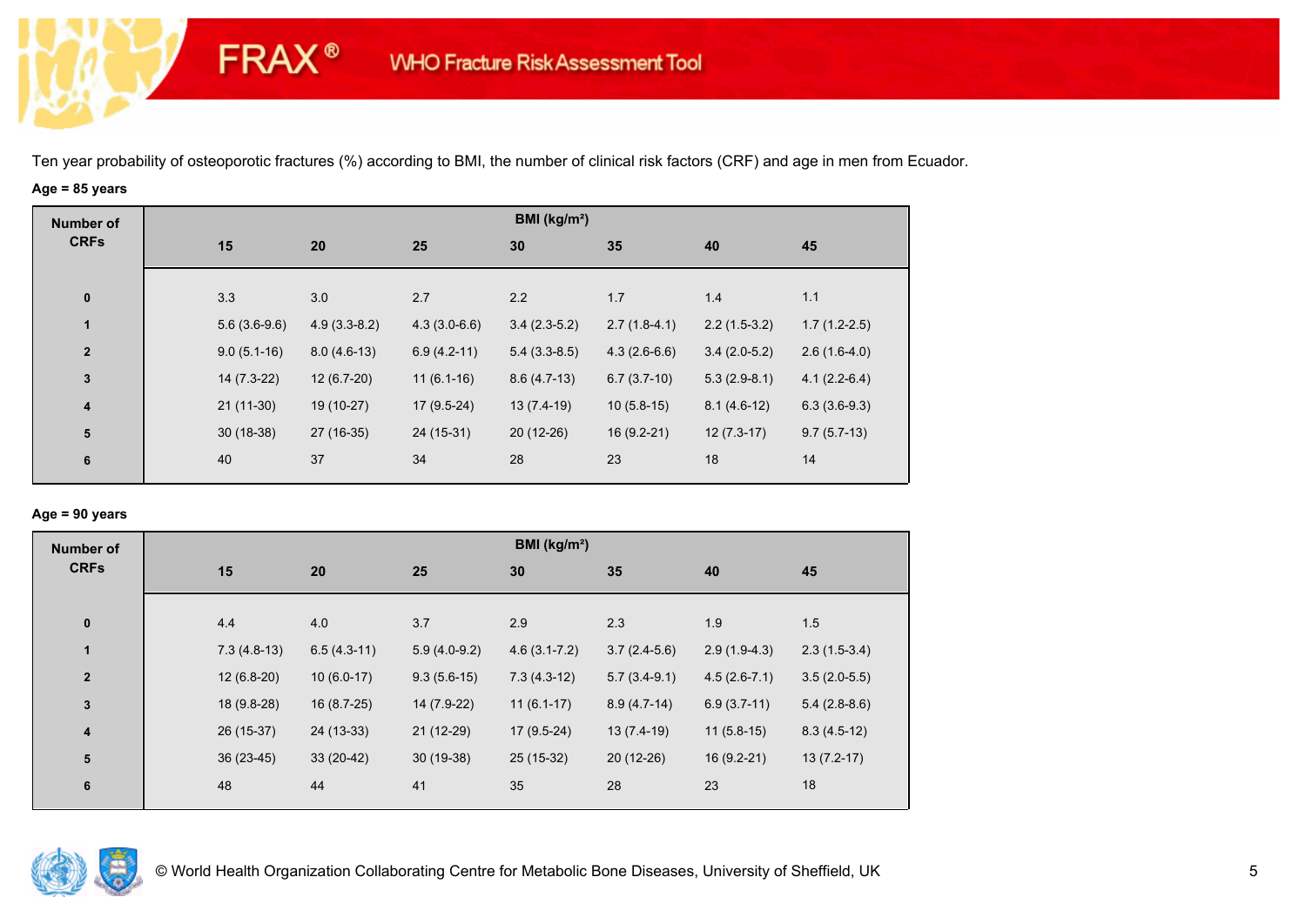FRAX® WHO Fracture Risk Assessment Tool

Ten year probability of osteoporotic fractures (%) according to BMI, the number of clinical risk factors (CRF) and age in men from Ecuador.

**Age = 85 years**

| Number of CRFs | BMI (kg/m²) | | | | | | |
|---|---|---|---|---|---|---|---|
| | 15 | 20 | 25 | 30 | 35 | 40 | 45 |
| 0 | 3.3 | 3.0 | 2.7 | 2.2 | 1.7 | 1.4 | 1.1 |
| 1 | 5.6 (3.6-9.6) | 4.9 (3.3-8.2) | 4.3 (3.0-6.6) | 3.4 (2.3-5.2) | 2.7 (1.8-4.1) | 2.2 (1.5-3.2) | 1.7 (1.2-2.5) |
| 2 | 9.0 (5.1-16) | 8.0 (4.6-13) | 6.9 (4.2-11) | 5.4 (3.3-8.5) | 4.3 (2.6-6.6) | 3.4 (2.0-5.2) | 2.6 (1.6-4.0) |
| 3 | 14 (7.3-22) | 12 (6.7-20) | 11 (6.1-16) | 8.6 (4.7-13) | 6.7 (3.7-10) | 5.3 (2.9-8.1) | 4.1 (2.2-6.4) |
| 4 | 21 (11-30) | 19 (10-27) | 17 (9.5-24) | 13 (7.4-19) | 10 (5.8-15) | 8.1 (4.6-12) | 6.3 (3.6-9.3) |
| 5 | 30 (18-38) | 27 (16-35) | 24 (15-31) | 20 (12-26) | 16 (9.2-21) | 12 (7.3-17) | 9.7 (5.7-13) |
| 6 | 40 | 37 | 34 | 28 | 23 | 18 | 14 |

**Age = 90 years**

| Number of CRFs | BMI (kg/m²) | | | | | | |
|---|---|---|---|---|---|---|---|
| | 15 | 20 | 25 | 30 | 35 | 40 | 45 |
| 0 | 4.4 | 4.0 | 3.7 | 2.9 | 2.3 | 1.9 | 1.5 |
| 1 | 7.3 (4.8-13) | 6.5 (4.3-11) | 5.9 (4.0-9.2) | 4.6 (3.1-7.2) | 3.7 (2.4-5.6) | 2.9 (1.9-4.3) | 2.3 (1.5-3.4) |
| 2 | 12 (6.8-20) | 10 (6.0-17) | 9.3 (5.6-15) | 7.3 (4.3-12) | 5.7 (3.4-9.1) | 4.5 (2.6-7.1) | 3.5 (2.0-5.5) |
| 3 | 18 (9.8-28) | 16 (8.7-25) | 14 (7.9-22) | 11 (6.1-17) | 8.9 (4.7-14) | 6.9 (3.7-11) | 5.4 (2.8-8.6) |
| 4 | 26 (15-37) | 24 (13-33) | 21 (12-29) | 17 (9.5-24) | 13 (7.4-19) | 11 (5.8-15) | 8.3 (4.5-12) |
| 5 | 36 (23-45) | 33 (20-42) | 30 (19-38) | 25 (15-32) | 20 (12-26) | 16 (9.2-21) | 13 (7.2-17) |
| 6 | 48 | 44 | 41 | 35 | 28 | 23 | 18 |

© World Health Organization Collaborating Centre for Metabolic Bone Diseases, University of Sheffield, UK